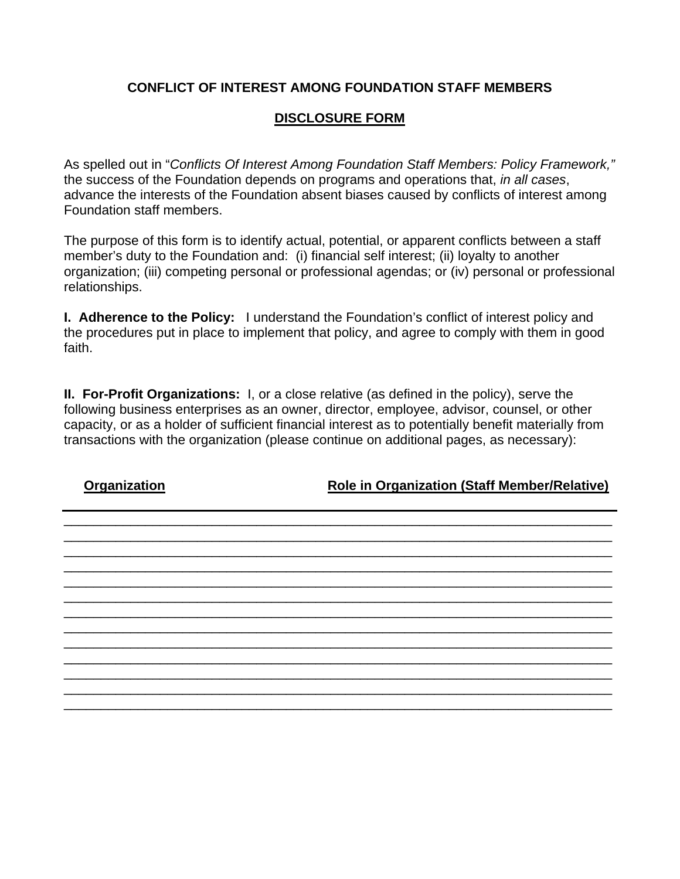**CONFLICT OF INTEREST AMONG FOUNDATION STAFF MEMBERS**

**DISCLOSURE FORM**

As spelled out in "*Conflicts Of Interest Among Foundation Staff Members: Policy Framework,"* the success of the Foundation depends on programs and operations that, *in all cases*, advance the interests of the Foundation absent biases caused by conflicts of interest among Foundation staff members.

The purpose of this form is to identify actual, potential, or apparent conflicts between a staff member's duty to the Foundation and: (i) financial self interest; (ii) loyalty to another organization; (iii) competing personal or professional agendas; or (iv) personal or professional relationships.

**I. Adherence to the Policy:** I understand the Foundation's conflict of interest policy and the procedures put in place to implement that policy, and agree to comply with them in good faith.

**II. For-Profit Organizations:** I, or a close relative (as defined in the policy), serve the following business enterprises as an owner, director, employee, advisor, counsel, or other capacity, or as a holder of sufficient financial interest as to potentially benefit materially from transactions with the organization (please continue on additional pages, as necessary):

| Organization | Role in Organization (Staff Member/Relative) |
|---|---|
| | |
| | |
| | |
| | |
| | |
| | |
| | |
| | |
| | |
| | |
| | |
| | |
| | |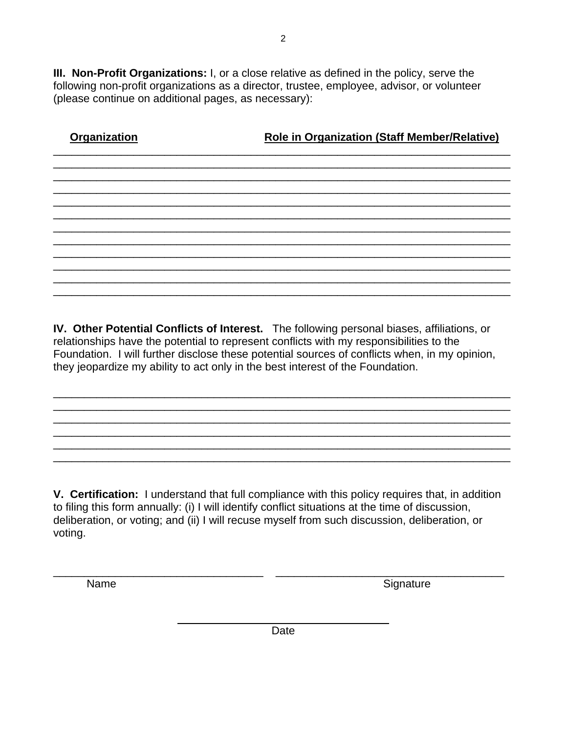**III. Non-Profit Organizations:** I, or a close relative as defined in the policy, serve the following non-profit organizations as a director, trustee, employee, advisor, or volunteer (please continue on additional pages, as necessary):

| Organization | Role in Organization (Staff Member/Relative) |
|---|---|
| | |
| | |
| | |
| | |
| | |
| | |
| | |
| | |
| | |
| | |
| | |
| | |

**IV. Other Potential Conflicts of Interest.** The following personal biases, affiliations, or relationships have the potential to represent conflicts with my responsibilities to the Foundation. I will further disclose these potential sources of conflicts when, in my opinion, they jeopardize my ability to act only in the best interest of the Foundation.

______________________________________________________________________________

______________________________________________________________________________

______________________________________________________________________________

______________________________________________________________________________

______________________________________________________________________________

______________________________________________________________________________

**V. Certification:** I understand that full compliance with this policy requires that, in addition to filing this form annually: (i) I will identify conflict situations at the time of discussion, deliberation, or voting; and (ii) I will recuse myself from such discussion, deliberation, or voting.

___________________________________ ______________________________________

Name Signature

___________________________________

Date